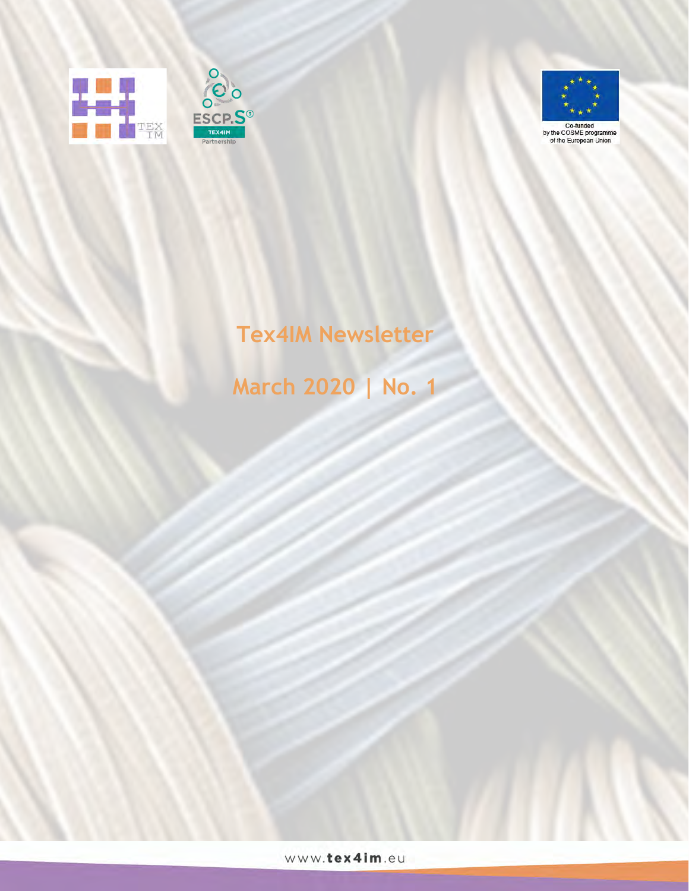Co-funded by the COSME programme of the European Union

# Tex4IM Newsletter

## March 2020 | No. 1

www.tex4im.eu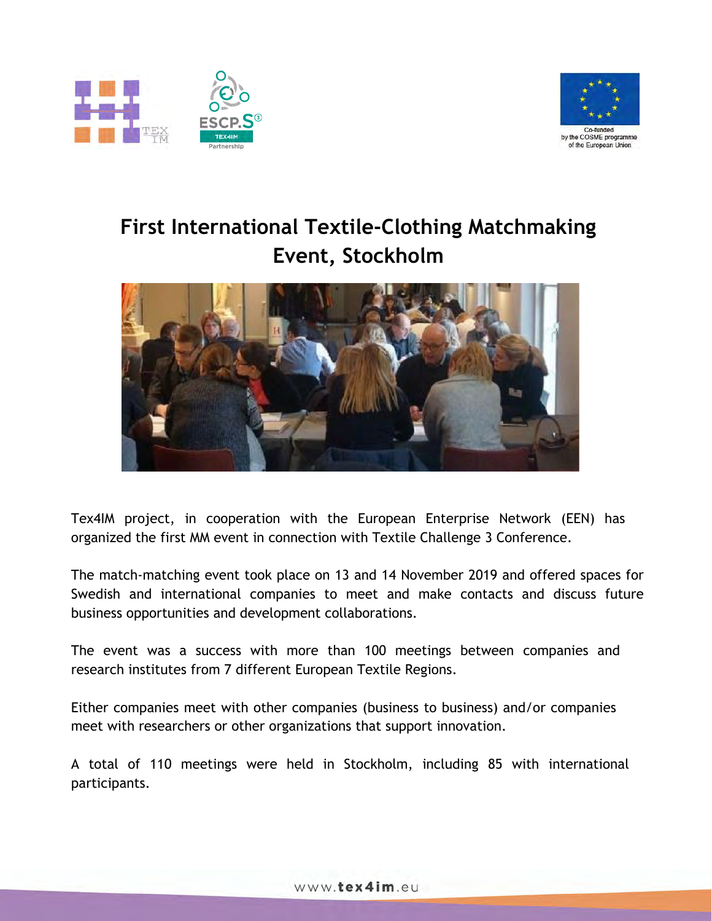# First International Textile-Clothing Matchmaking Event, Stockholm

Tex4IM project, in cooperation with the European Enterprise Network (EEN) has organized the first MM event in connection with Textile Challenge 3 Conference.

The match-matching event took place on 13 and 14 November 2019 and offered spaces for Swedish and international companies to meet and make contacts and discuss future business opportunities and development collaborations.

The event was a success with more than 100 meetings between companies and research institutes from 7 different European Textile Regions.

Either companies meet with other companies (business to business) and/or companies meet with researchers or other organizations that support innovation.

A total of 110 meetings were held in Stockholm, including 85 with international participants.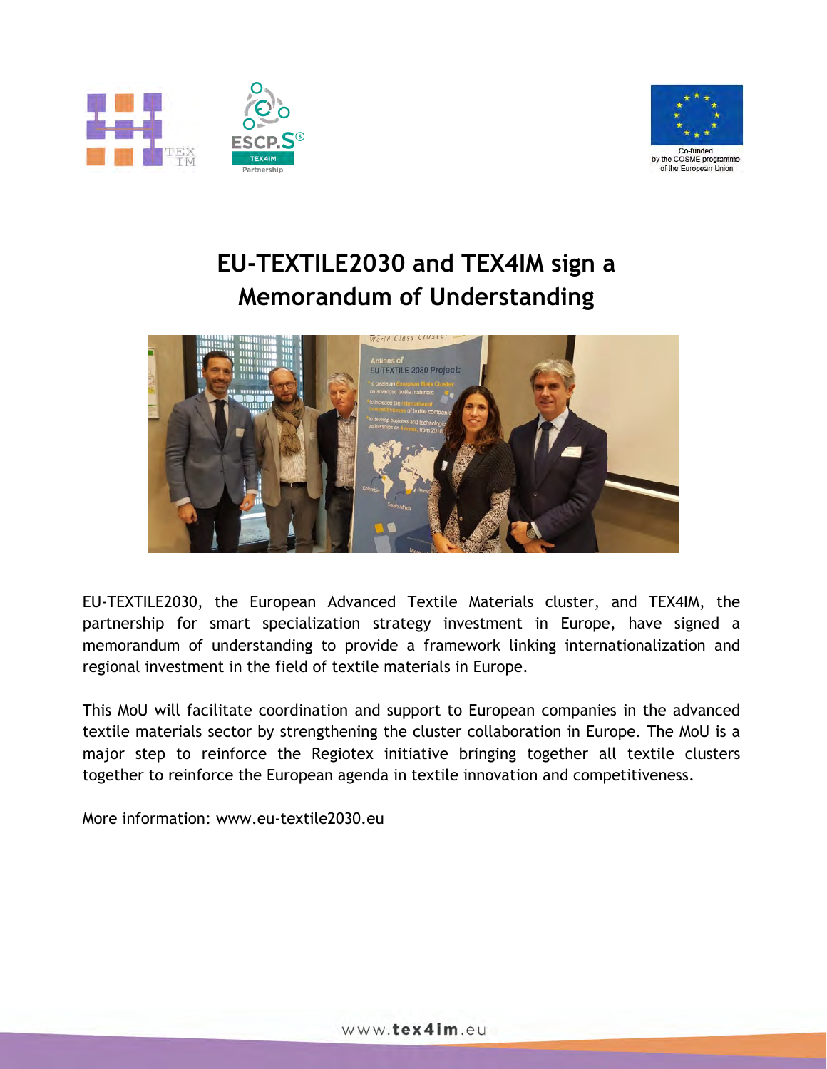# EU-TEXTILE2030 and TEX4IM sign a Memorandum of Understanding

EU-TEXTILE2030, the European Advanced Textile Materials cluster, and TEX4IM, the partnership for smart specialization strategy investment in Europe, have signed a memorandum of understanding to provide a framework linking internationalization and regional investment in the field of textile materials in Europe.

This MoU will facilitate coordination and support to European companies in the advanced textile materials sector by strengthening the cluster collaboration in Europe. The MoU is a major step to reinforce the Regiotex initiative bringing together all textile clusters together to reinforce the European agenda in textile innovation and competitiveness.

More information: www.eu-textile2030.eu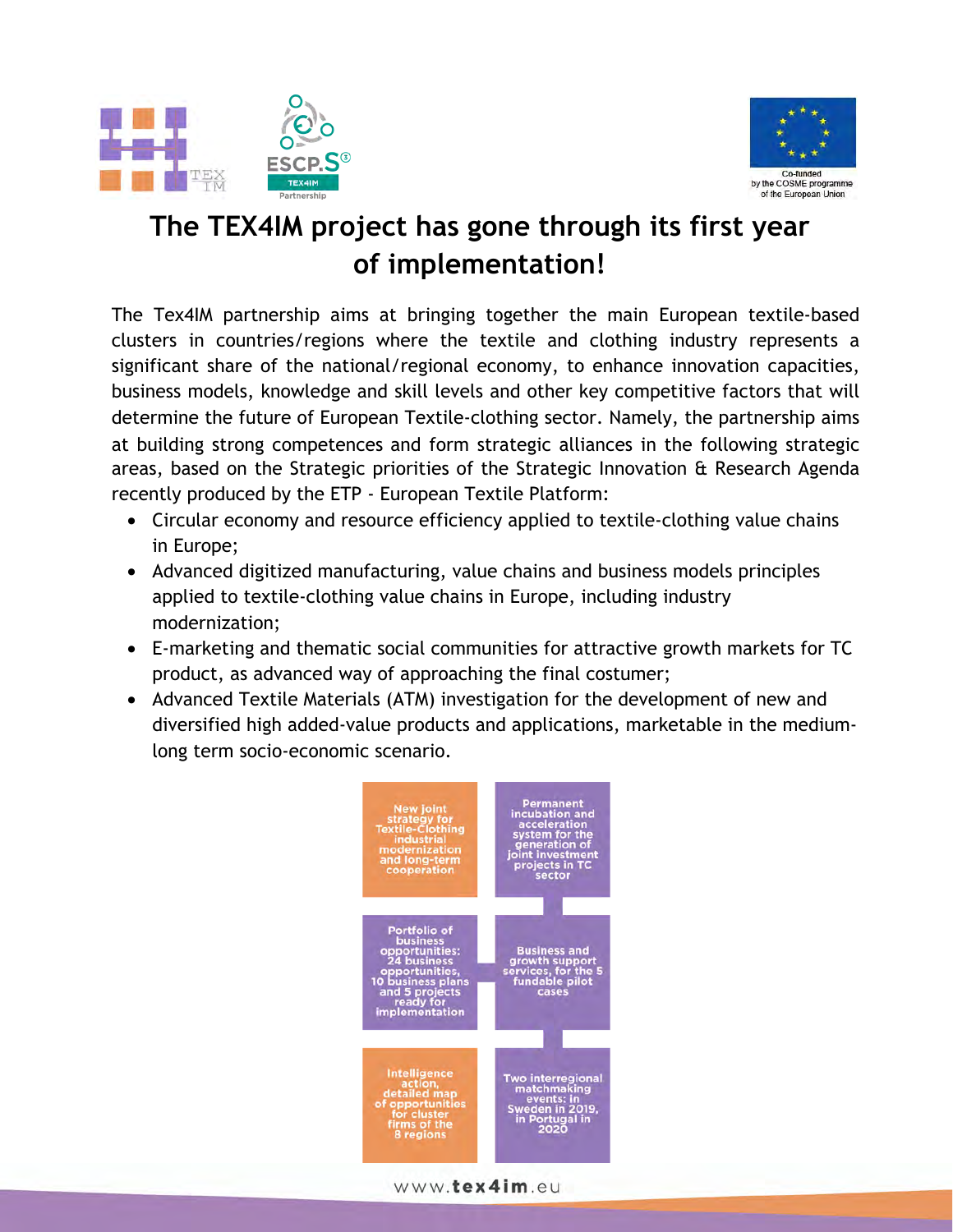# The TEX4IM project has gone through its first year of implementation!

The Tex4IM partnership aims at bringing together the main European textile-based clusters in countries/regions where the textile and clothing industry represents a significant share of the national/regional economy, to enhance innovation capacities, business models, knowledge and skill levels and other key competitive factors that will determine the future of European Textile-clothing sector. Namely, the partnership aims at building strong competences and form strategic alliances in the following strategic areas, based on the Strategic priorities of the Strategic Innovation & Research Agenda recently produced by the ETP - European Textile Platform:

- Circular economy and resource efficiency applied to textile-clothing value chains in Europe;
- Advanced digitized manufacturing, value chains and business models principles applied to textile-clothing value chains in Europe, including industry modernization;
- E-marketing and thematic social communities for attractive growth markets for TC product, as advanced way of approaching the final costumer;
- Advanced Textile Materials (ATM) investigation for the development of new and diversified high added-value products and applications, marketable in the medium-long term socio-economic scenario.

New joint strategy for Textile-Clothing industrial modernization and long-term cooperation

Permanent incubation and acceleration system for the generation of joint investment projects in TC sector

Portfolio of business opportunities: 24 business opportunities, 10 business plans and 5 projects ready for implementation

Business and growth support services, for the 5 fundable pilot cases

Intelligence action, detailed map of opportunities for cluster firms of the 8 regions

Two interregional matchmaking events: in Sweden in 2019, in Portugal in 2020

www.tex4im.eu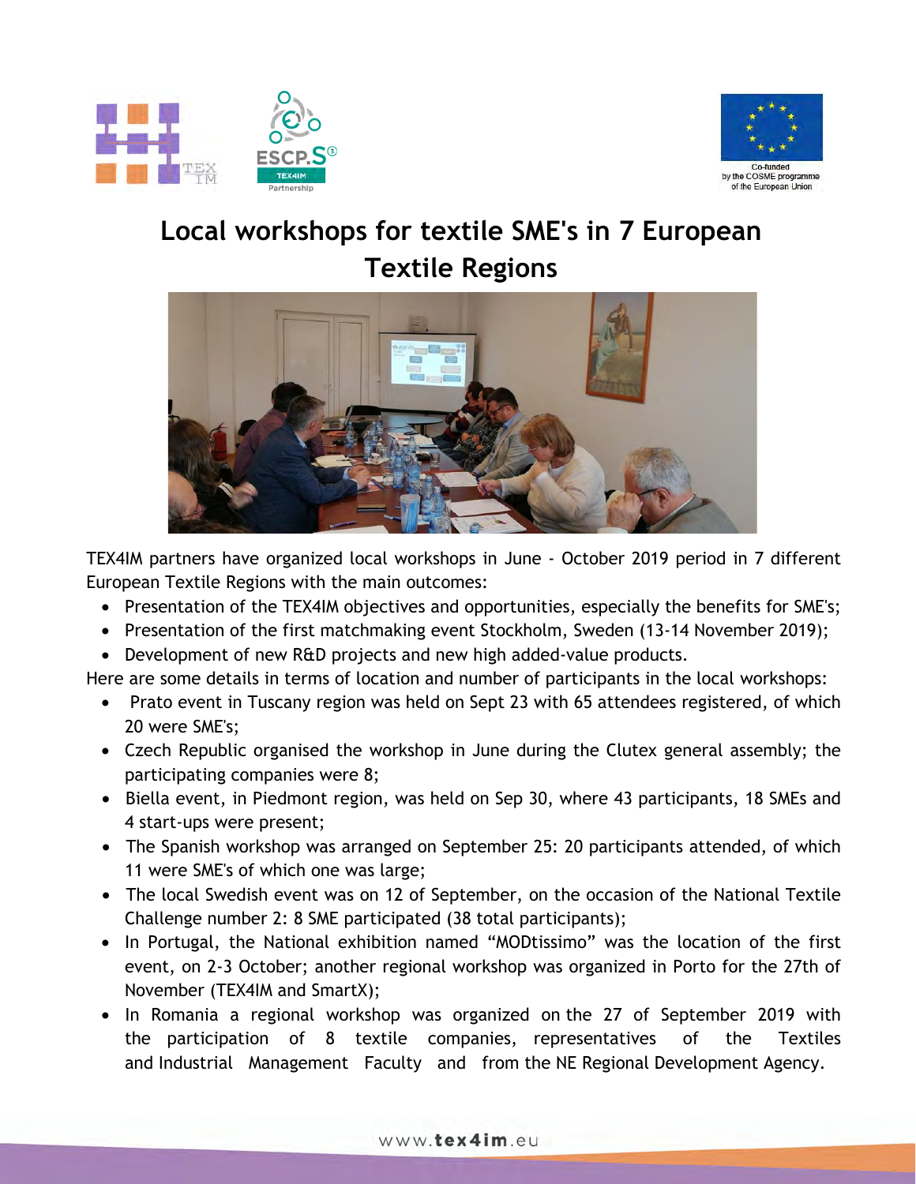# Local workshops for textile SME's in 7 European Textile Regions

TEX4IM partners have organized local workshops in June - October 2019 period in 7 different European Textile Regions with the main outcomes:

- Presentation of the TEX4IM objectives and opportunities, especially the benefits for SME's;
- Presentation of the first matchmaking event Stockholm, Sweden (13-14 November 2019);
- Development of new R&D projects and new high added-value products.

Here are some details in terms of location and number of participants in the local workshops:

- Prato event in Tuscany region was held on Sept 23 with 65 attendees registered, of which 20 were SME's;
- Czech Republic organised the workshop in June during the Clutex general assembly; the participating companies were 8;
- Biella event, in Piedmont region, was held on Sep 30, where 43 participants, 18 SMEs and 4 start-ups were present;
- The Spanish workshop was arranged on September 25: 20 participants attended, of which 11 were SME's of which one was large;
- The local Swedish event was on 12 of September, on the occasion of the National Textile Challenge number 2: 8 SME participated (38 total participants);
- In Portugal, the National exhibition named "MODtissimo" was the location of the first event, on 2-3 October; another regional workshop was organized in Porto for the 27th of November (TEX4IM and SmartX);
- In Romania a regional workshop was organized on the 27 of September 2019 with the participation of 8 textile companies, representatives of the Textiles and Industrial Management Faculty and from the NE Regional Development Agency.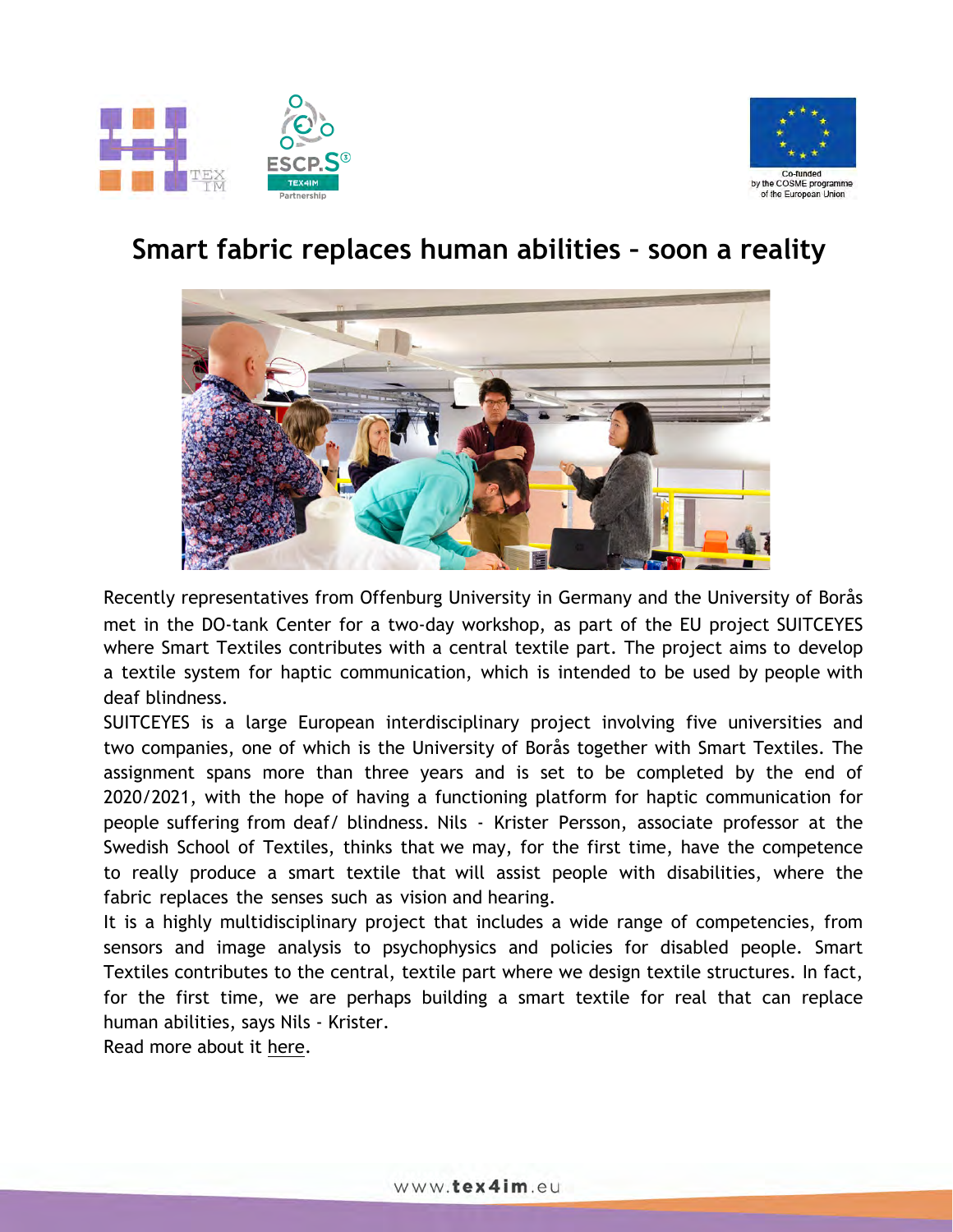# Smart fabric replaces human abilities – soon a reality

Recently representatives from Offenburg University in Germany and the University of Borås met in the DO-tank Center for a two-day workshop, as part of the EU project SUITCEYES where Smart Textiles contributes with a central textile part. The project aims to develop a textile system for haptic communication, which is intended to be used by people with deaf blindness.

SUITCEYES is a large European interdisciplinary project involving five universities and two companies, one of which is the University of Borås together with Smart Textiles. The assignment spans more than three years and is set to be completed by the end of 2020/2021, with the hope of having a functioning platform for haptic communication for people suffering from deaf/ blindness. Nils - Krister Persson, associate professor at the Swedish School of Textiles, thinks that we may, for the first time, have the competence to really produce a smart textile that will assist people with disabilities, where the fabric replaces the senses such as vision and hearing.

It is a highly multidisciplinary project that includes a wide range of competencies, from sensors and image analysis to psychophysics and policies for disabled people. Smart Textiles contributes to the central, textile part where we design textile structures. In fact, for the first time, we are perhaps building a smart textile for real that can replace human abilities, says Nils - Krister.

Read more about it here.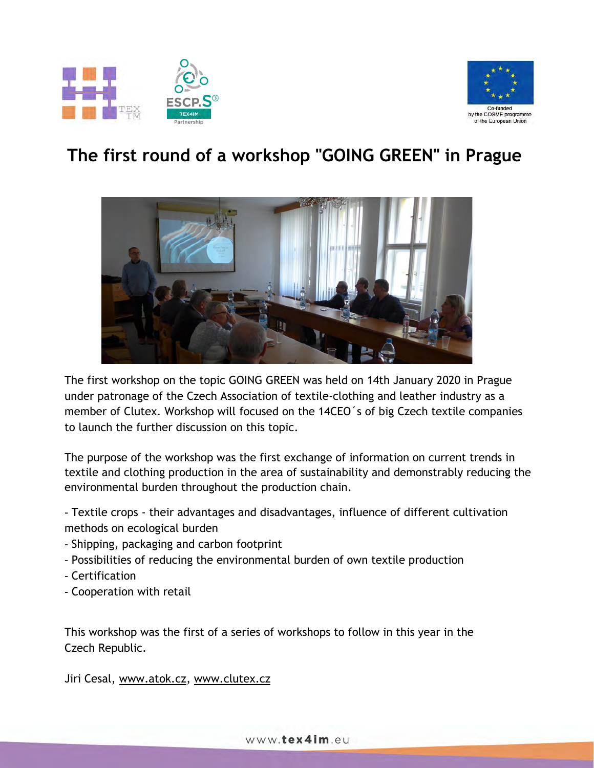# The first round of a workshop "GOING GREEN" in Prague

The first workshop on the topic GOING GREEN was held on 14th January 2020 in Prague under patronage of the Czech Association of textile-clothing and leather industry as a member of Clutex. Workshop will focused on the 14CEO´s of big Czech textile companies to launch the further discussion on this topic.

The purpose of the workshop was the first exchange of information on current trends in textile and clothing production in the area of sustainability and demonstrably reducing the environmental burden throughout the production chain.

- Textile crops - their advantages and disadvantages, influence of different cultivation methods on ecological burden
- Shipping, packaging and carbon footprint
- Possibilities of reducing the environmental burden of own textile production
- Certification
- Cooperation with retail

This workshop was the first of a series of workshops to follow in this year in the Czech Republic.

Jiri Cesal, www.atok.cz, www.clutex.cz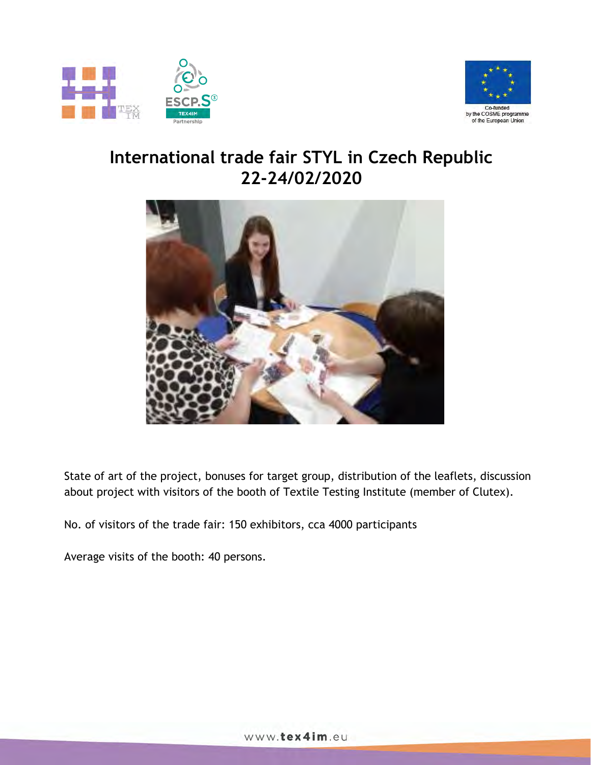# International trade fair STYL in Czech Republic 22-24/02/2020

State of art of the project, bonuses for target group, distribution of the leaflets, discussion about project with visitors of the booth of Textile Testing Institute (member of Clutex).

No. of visitors of the trade fair: 150 exhibitors, cca 4000 participants

Average visits of the booth: 40 persons.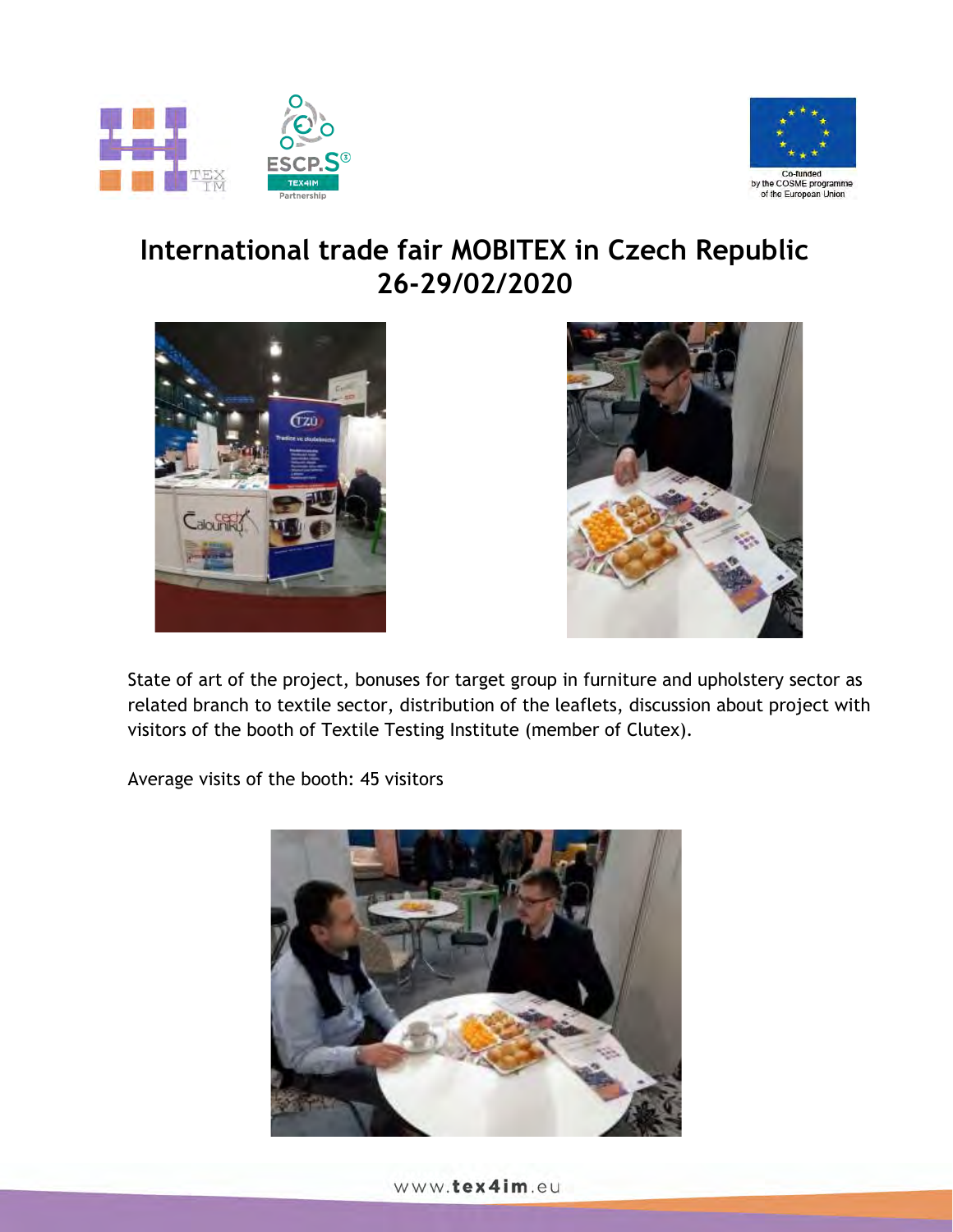# International trade fair MOBITEX in Czech Republic 26-29/02/2020

State of art of the project, bonuses for target group in furniture and upholstery sector as related branch to textile sector, distribution of the leaflets, discussion about project with visitors of the booth of Textile Testing Institute (member of Clutex).

Average visits of the booth: 45 visitors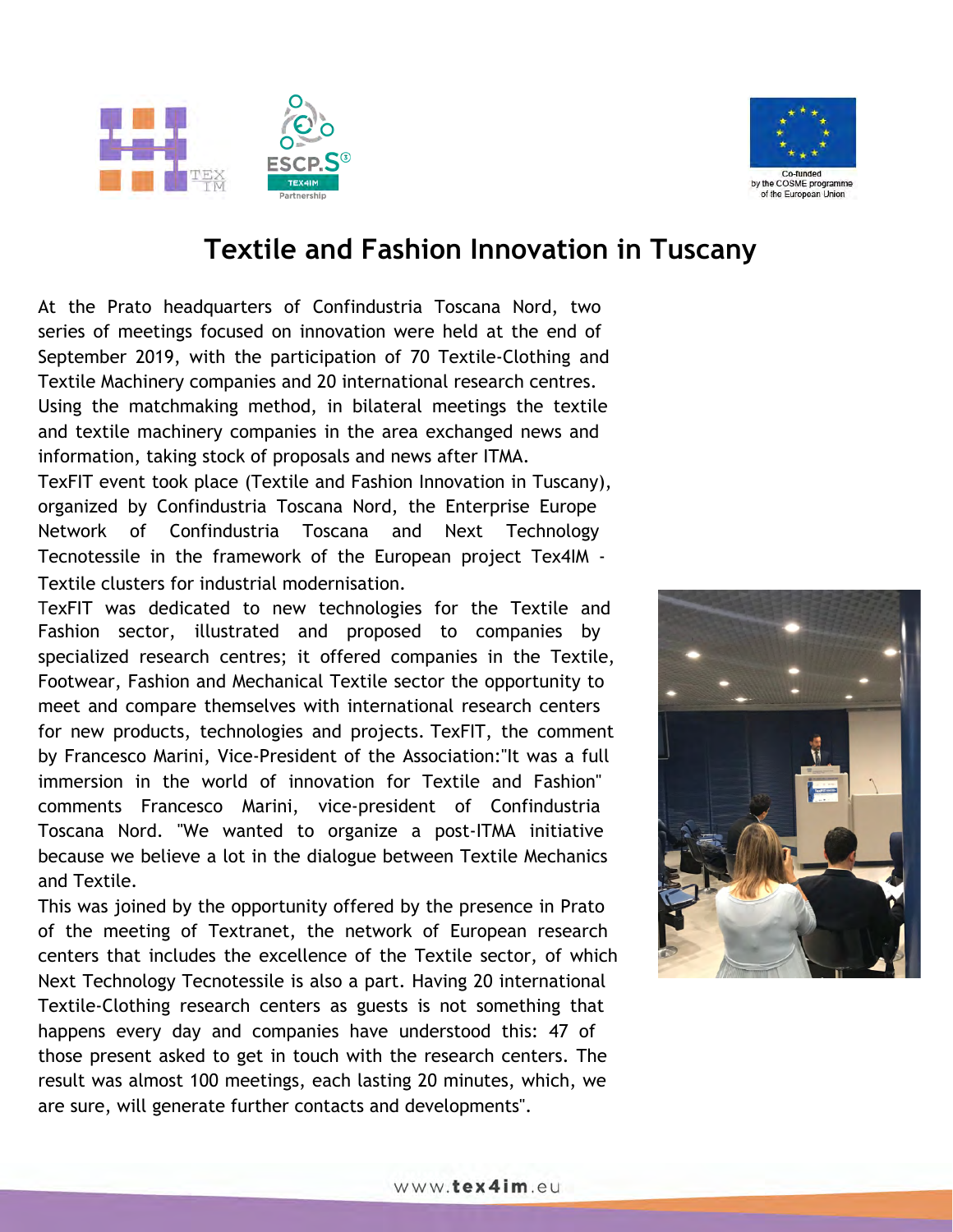# Textile and Fashion Innovation in Tuscany

At the Prato headquarters of Confindustria Toscana Nord, two series of meetings focused on innovation were held at the end of September 2019, with the participation of 70 Textile-Clothing and Textile Machinery companies and 20 international research centres. Using the matchmaking method, in bilateral meetings the textile and textile machinery companies in the area exchanged news and information, taking stock of proposals and news after ITMA.

TexFIT event took place (Textile and Fashion Innovation in Tuscany), organized by Confindustria Toscana Nord, the Enterprise Europe Network of Confindustria Toscana and Next Technology Tecnotessile in the framework of the European project Tex4IM - Textile clusters for industrial modernisation.

TexFIT was dedicated to new technologies for the Textile and Fashion sector, illustrated and proposed to companies by specialized research centres; it offered companies in the Textile, Footwear, Fashion and Mechanical Textile sector the opportunity to meet and compare themselves with international research centers for new products, technologies and projects. TexFIT, the comment by Francesco Marini, Vice-President of the Association:"It was a full immersion in the world of innovation for Textile and Fashion" comments Francesco Marini, vice-president of Confindustria Toscana Nord. "We wanted to organize a post-ITMA initiative because we believe a lot in the dialogue between Textile Mechanics and Textile.

This was joined by the opportunity offered by the presence in Prato of the meeting of Textranet, the network of European research centers that includes the excellence of the Textile sector, of which Next Technology Tecnotessile is also a part. Having 20 international Textile-Clothing research centers as guests is not something that happens every day and companies have understood this: 47 of those present asked to get in touch with the research centers. The result was almost 100 meetings, each lasting 20 minutes, which, we are sure, will generate further contacts and developments".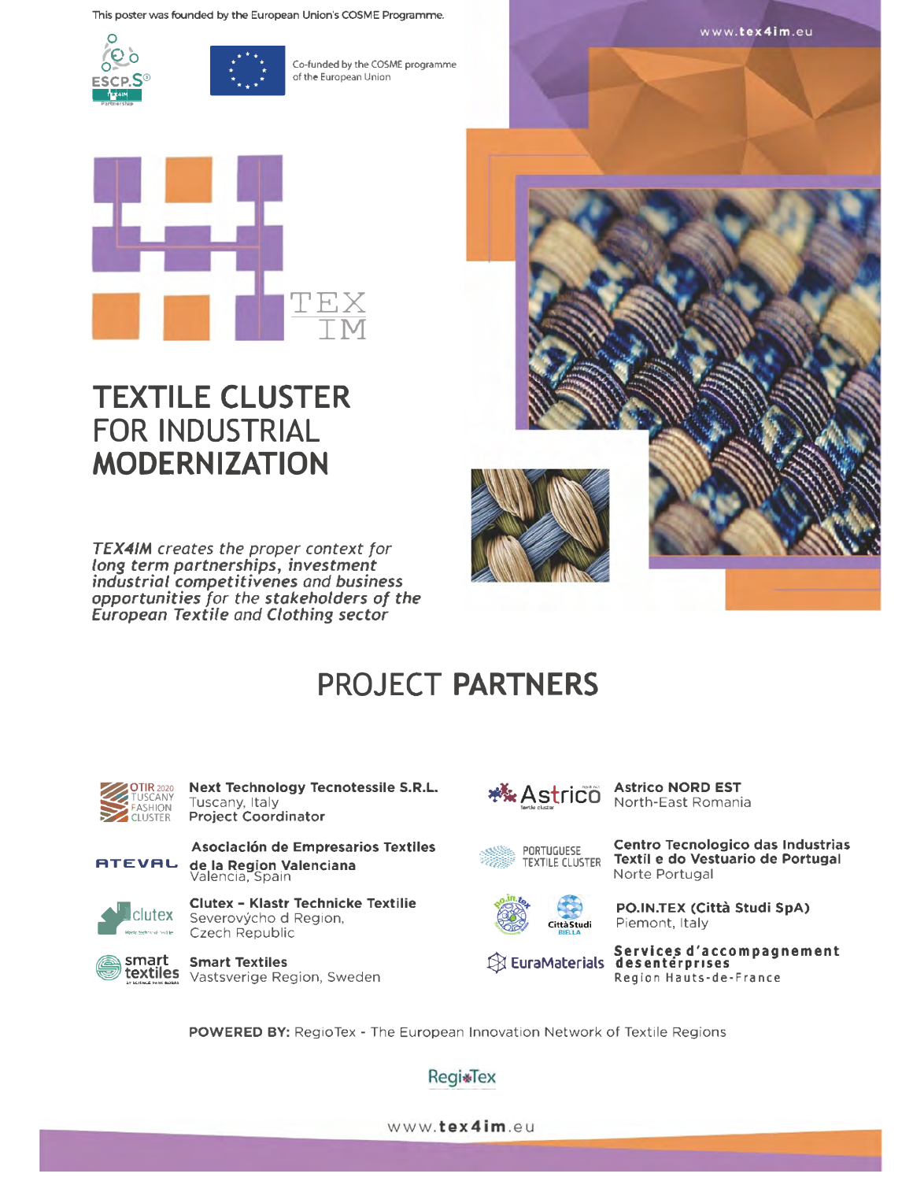This poster was founded by the European Union's COSME Programme.

Co-funded by the COSME programme of the European Union

www.tex4im.eu

TEX IM

# TEXTILE CLUSTER FOR INDUSTRIAL **MODERNIZATION**

*TEX4IM creates the proper context for long term partnerships, investment industrial competitivenes and business opportunities for the stakeholders of the European Textile and Clothing sector*

## PROJECT **PARTNERS**

**Next Technology Tecnotessile S.R.L.**
Tuscany, Italy
**Project Coordinator**

**Asociación de Empresarios Textiles de la Region Valenciana**
Valencia, Spain

**Clutex - Klastr Technicke Textilie**
Severovýcho d Region,
Czech Republic

**Smart Textiles**
Vastsverige Region, Sweden

**Astrico NORD EST**
North-East Romania

**Centro Tecnologico das Industrias Textil e do Vestuario de Portugal**
Norte Portugal

**PO.IN.TEX (Città Studi SpA)**
Piemont, Italy

**Services d'accompagnement des entérprises**
Region Hauts-de-France

**POWERED BY:** RegioTex - The European Innovation Network of Textile Regions

www.tex4im.eu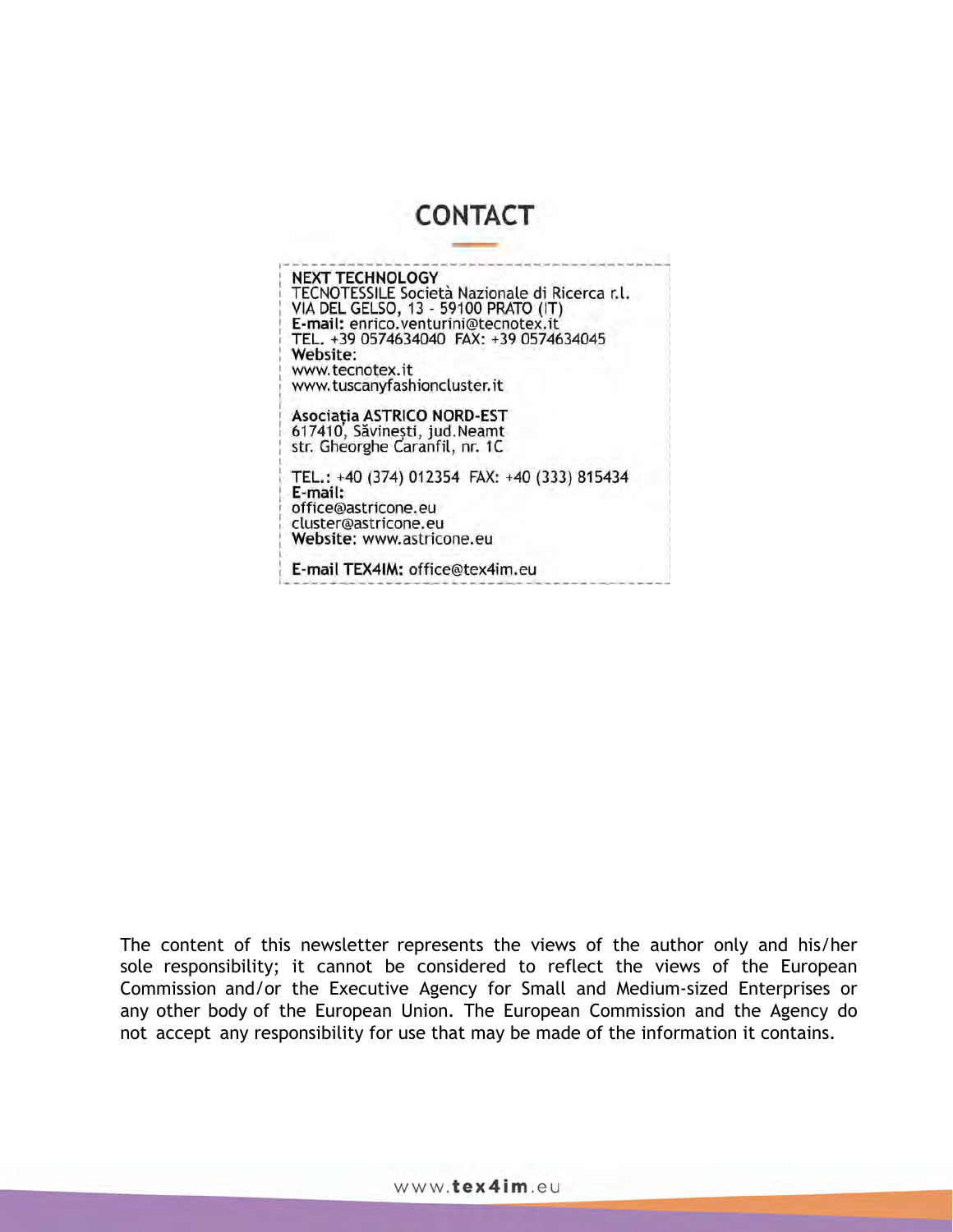# CONTACT

**NEXT TECHNOLOGY**
TECNOTESSILE Società Nazionale di Ricerca r.l.
VIA DEL GELSO, 13 - 59100 PRATO (IT)
**E-mail:** enrico.venturini@tecnotex.it
TEL. +39 0574634040 FAX: +39 0574634045
**Website:**
www.tecnotex.it
www.tuscanyfashioncluster.it

**Asociația ASTRICO NORD-EST**
617410, Săvinești, jud.Neamt
str. Gheorghe Caranfil, nr. 1C

TEL.: +40 (374) 012354 FAX: +40 (333) 815434
**E-mail:**
office@astricone.eu
cluster@astricone.eu
**Website**: www.astricone.eu

**E-mail TEX4IM:** office@tex4im.eu

The content of this newsletter represents the views of the author only and his/her sole responsibility; it cannot be considered to reflect the views of the European Commission and/or the Executive Agency for Small and Medium-sized Enterprises or any other body of the European Union. The European Commission and the Agency do not accept any responsibility for use that may be made of the information it contains.